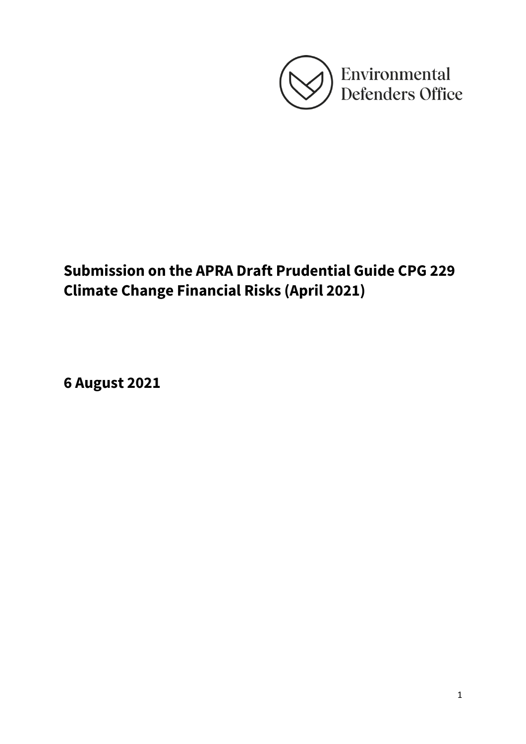Environmental Defenders Office

# Submission on the APRA Draft Prudential Guide CPG 229 Climate Change Financial Risks (April 2021)

**6 August 2021**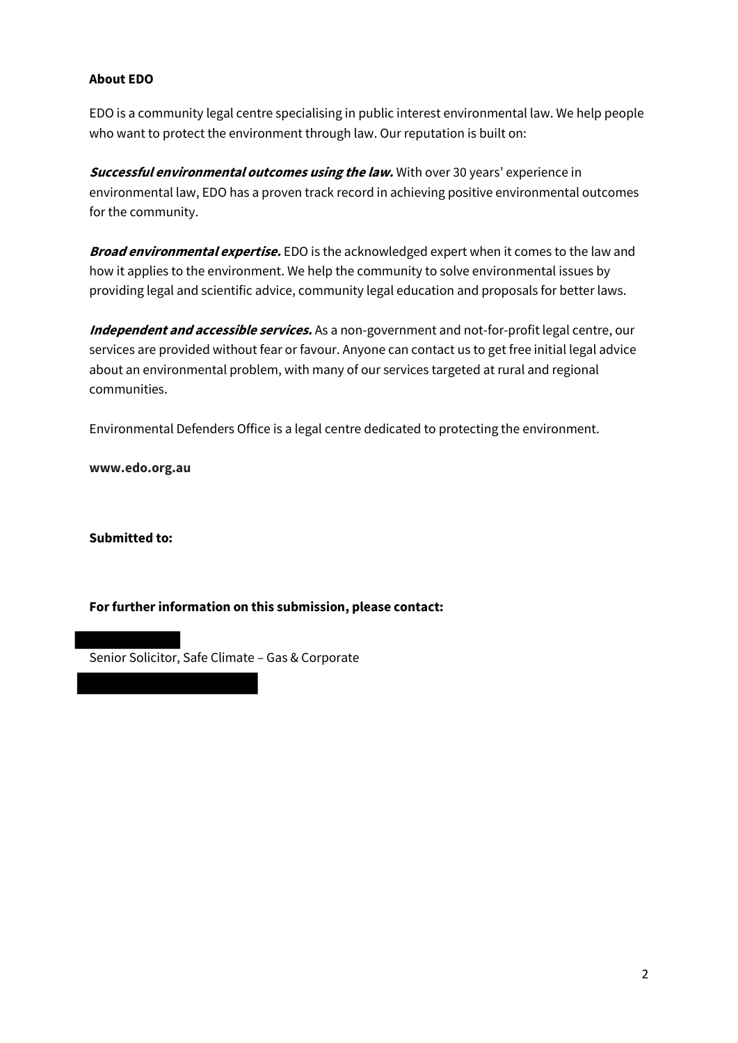**About EDO**

EDO is a community legal centre specialising in public interest environmental law. We help people who want to protect the environment through law. Our reputation is built on:

***Successful environmental outcomes using the law.*** With over 30 years' experience in environmental law, EDO has a proven track record in achieving positive environmental outcomes for the community.

***Broad environmental expertise.*** EDO is the acknowledged expert when it comes to the law and how it applies to the environment. We help the community to solve environmental issues by providing legal and scientific advice, community legal education and proposals for better laws.

***Independent and accessible services.*** As a non-government and not-for-profit legal centre, our services are provided without fear or favour. Anyone can contact us to get free initial legal advice about an environmental problem, with many of our services targeted at rural and regional communities.

Environmental Defenders Office is a legal centre dedicated to protecting the environment.

**www.edo.org.au**

**Submitted to:**

**For further information on this submission, please contact:**

Senior Solicitor, Safe Climate – Gas & Corporate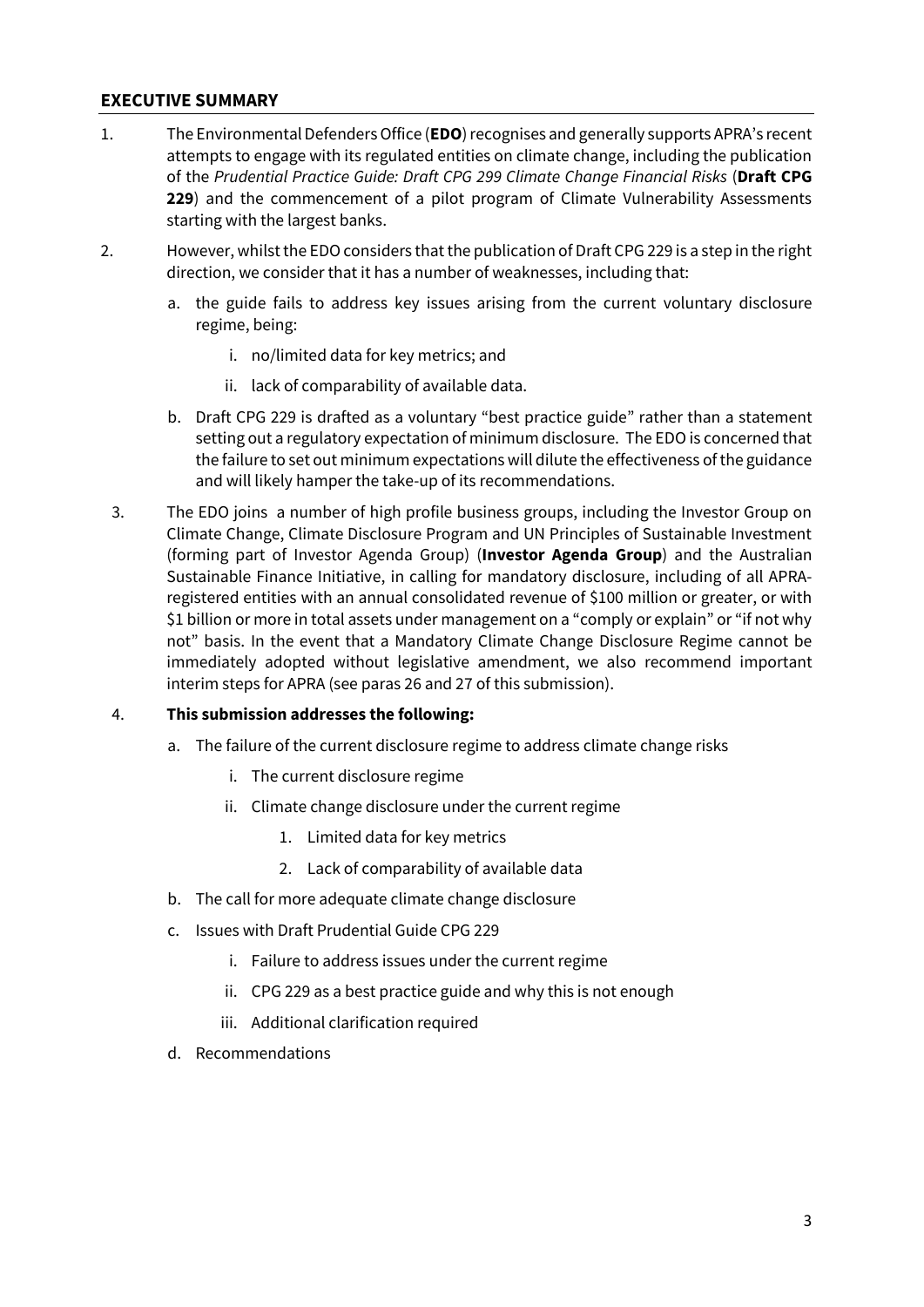## EXECUTIVE SUMMARY

1. The Environmental Defenders Office (**EDO**) recognises and generally supports APRA's recent attempts to engage with its regulated entities on climate change, including the publication of the *Prudential Practice Guide: Draft CPG 299 Climate Change Financial Risks* (**Draft CPG 229**) and the commencement of a pilot program of Climate Vulnerability Assessments starting with the largest banks.

2. However, whilst the EDO considers that the publication of Draft CPG 229 is a step in the right direction, we consider that it has a number of weaknesses, including that:

   a. the guide fails to address key issues arising from the current voluntary disclosure regime, being:

      i. no/limited data for key metrics; and

      ii. lack of comparability of available data.

   b. Draft CPG 229 is drafted as a voluntary "best practice guide" rather than a statement setting out a regulatory expectation of minimum disclosure. The EDO is concerned that the failure to set out minimum expectations will dilute the effectiveness of the guidance and will likely hamper the take-up of its recommendations.

3. The EDO joins a number of high profile business groups, including the Investor Group on Climate Change, Climate Disclosure Program and UN Principles of Sustainable Investment (forming part of Investor Agenda Group) (**Investor Agenda Group**) and the Australian Sustainable Finance Initiative, in calling for mandatory disclosure, including of all APRA-registered entities with an annual consolidated revenue of $100 million or greater, or with $1 billion or more in total assets under management on a "comply or explain" or "if not why not" basis. In the event that a Mandatory Climate Change Disclosure Regime cannot be immediately adopted without legislative amendment, we also recommend important interim steps for APRA (see paras 26 and 27 of this submission).

4. **This submission addresses the following:**

   a. The failure of the current disclosure regime to address climate change risks

      i. The current disclosure regime

      ii. Climate change disclosure under the current regime

         1. Limited data for key metrics

         2. Lack of comparability of available data

   b. The call for more adequate climate change disclosure

   c. Issues with Draft Prudential Guide CPG 229

      i. Failure to address issues under the current regime

      ii. CPG 229 as a best practice guide and why this is not enough

      iii. Additional clarification required

   d. Recommendations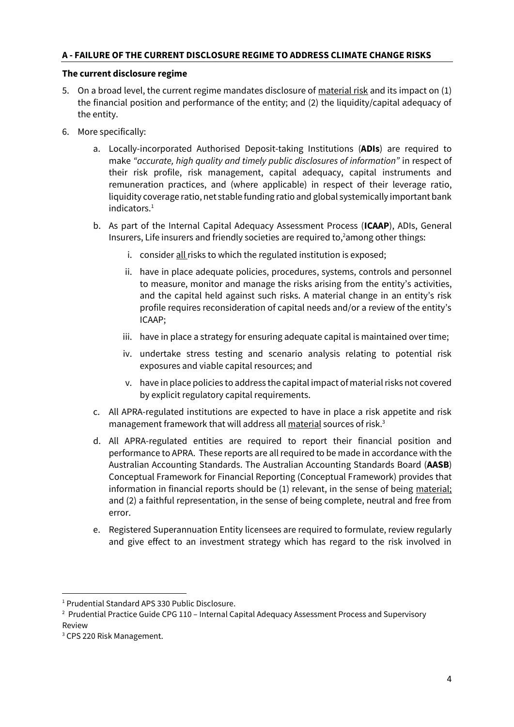## A - FAILURE OF THE CURRENT DISCLOSURE REGIME TO ADDRESS CLIMATE CHANGE RISKS

### The current disclosure regime

5. On a broad level, the current regime mandates disclosure of <u>material risk</u> and its impact on (1) the financial position and performance of the entity; and (2) the liquidity/capital adequacy of the entity.

6. More specifically:

   a. Locally-incorporated Authorised Deposit-taking Institutions (**ADIs**) are required to make *"accurate, high quality and timely public disclosures of information"* in respect of their risk profile, risk management, capital adequacy, capital instruments and remuneration practices, and (where applicable) in respect of their leverage ratio, liquidity coverage ratio, net stable funding ratio and global systemically important bank indicators.[1]

   b. As part of the Internal Capital Adequacy Assessment Process (**ICAAP**), ADIs, General Insurers, Life insurers and friendly societies are required to,[2] among other things:

      i. consider <u>all</u> risks to which the regulated institution is exposed;

      ii. have in place adequate policies, procedures, systems, controls and personnel to measure, monitor and manage the risks arising from the entity's activities, and the capital held against such risks. A material change in an entity's risk profile requires reconsideration of capital needs and/or a review of the entity's ICAAP;

      iii. have in place a strategy for ensuring adequate capital is maintained over time;

      iv. undertake stress testing and scenario analysis relating to potential risk exposures and viable capital resources; and

      v. have in place policies to address the capital impact of material risks not covered by explicit regulatory capital requirements.

   c. All APRA-regulated institutions are expected to have in place a risk appetite and risk management framework that will address all <u>material</u> sources of risk.[3]

   d. All APRA-regulated entities are required to report their financial position and performance to APRA. These reports are all required to be made in accordance with the Australian Accounting Standards. The Australian Accounting Standards Board (**AASB**) Conceptual Framework for Financial Reporting (Conceptual Framework) provides that information in financial reports should be (1) relevant, in the sense of being <u>material;</u> and (2) a faithful representation, in the sense of being complete, neutral and free from error.

   e. Registered Superannuation Entity licensees are required to formulate, review regularly and give effect to an investment strategy which has regard to the risk involved in

---

[1] Prudential Standard APS 330 Public Disclosure.

[2] Prudential Practice Guide CPG 110 – Internal Capital Adequacy Assessment Process and Supervisory Review

[3] CPS 220 Risk Management.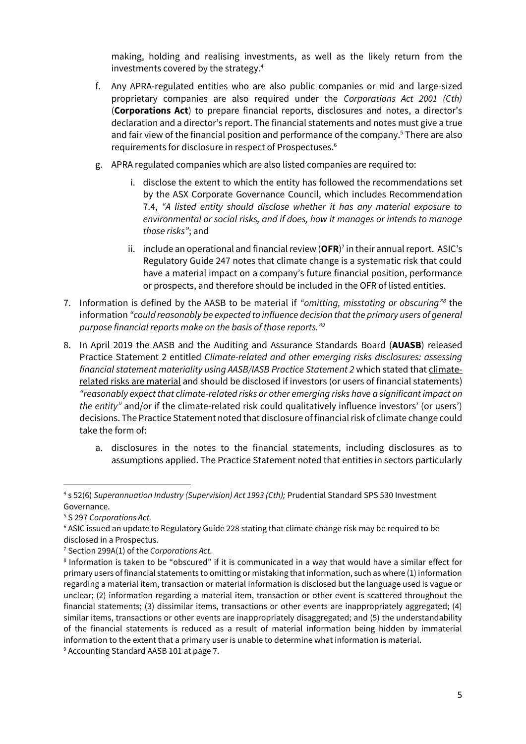making, holding and realising investments, as well as the likely return from the investments covered by the strategy.[4]

f. Any APRA-regulated entities who are also public companies or mid and large-sized proprietary companies are also required under the *Corporations Act 2001 (Cth)* (**Corporations Act**) to prepare financial reports, disclosures and notes, a director's declaration and a director's report. The financial statements and notes must give a true and fair view of the financial position and performance of the company.[5] There are also requirements for disclosure in respect of Prospectuses.[6]

g. APRA regulated companies which are also listed companies are required to:

   i. disclose the extent to which the entity has followed the recommendations set by the ASX Corporate Governance Council, which includes Recommendation 7.4, *"A listed entity should disclose whether it has any material exposure to environmental or social risks, and if does, how it manages or intends to manage those risks"*; and

   ii. include an operational and financial review (**OFR**)[7] in their annual report. ASIC's Regulatory Guide 247 notes that climate change is a systematic risk that could have a material impact on a company's future financial position, performance or prospects, and therefore should be included in the OFR of listed entities.

7. Information is defined by the AASB to be material if *"omitting, misstating or obscuring"*[8] the information *"could reasonably be expected to influence decision that the primary users of general purpose financial reports make on the basis of those reports."*[9]

8. In April 2019 the AASB and the Auditing and Assurance Standards Board (**AUASB**) released Practice Statement 2 entitled *Climate-related and other emerging risks disclosures: assessing financial statement materiality using AASB/IASB Practice Statement 2* which stated that climate-related risks are material and should be disclosed if investors (or users of financial statements) *"reasonably expect that climate-related risks or other emerging risks have a significant impact on the entity"* and/or if the climate-related risk could qualitatively influence investors' (or users') decisions. The Practice Statement noted that disclosure of financial risk of climate change could take the form of:

   a. disclosures in the notes to the financial statements, including disclosures as to assumptions applied. The Practice Statement noted that entities in sectors particularly

---

[4] s 52(6) *Superannuation Industry (Supervision) Act 1993 (Cth);* Prudential Standard SPS 530 Investment Governance.

[5] S 297 *Corporations Act.*

[6] ASIC issued an update to Regulatory Guide 228 stating that climate change risk may be required to be disclosed in a Prospectus.

[7] Section 299A(1) of the *Corporations Act.*

[8] Information is taken to be "obscured" if it is communicated in a way that would have a similar effect for primary users of financial statements to omitting or mistaking that information, such as where (1) information regarding a material item, transaction or material information is disclosed but the language used is vague or unclear; (2) information regarding a material item, transaction or other event is scattered throughout the financial statements; (3) dissimilar items, transactions or other events are inappropriately aggregated; (4) similar items, transactions or other events are inappropriately disaggregated; and (5) the understandability of the financial statements is reduced as a result of material information being hidden by immaterial information to the extent that a primary user is unable to determine what information is material.

[9] Accounting Standard AASB 101 at page 7.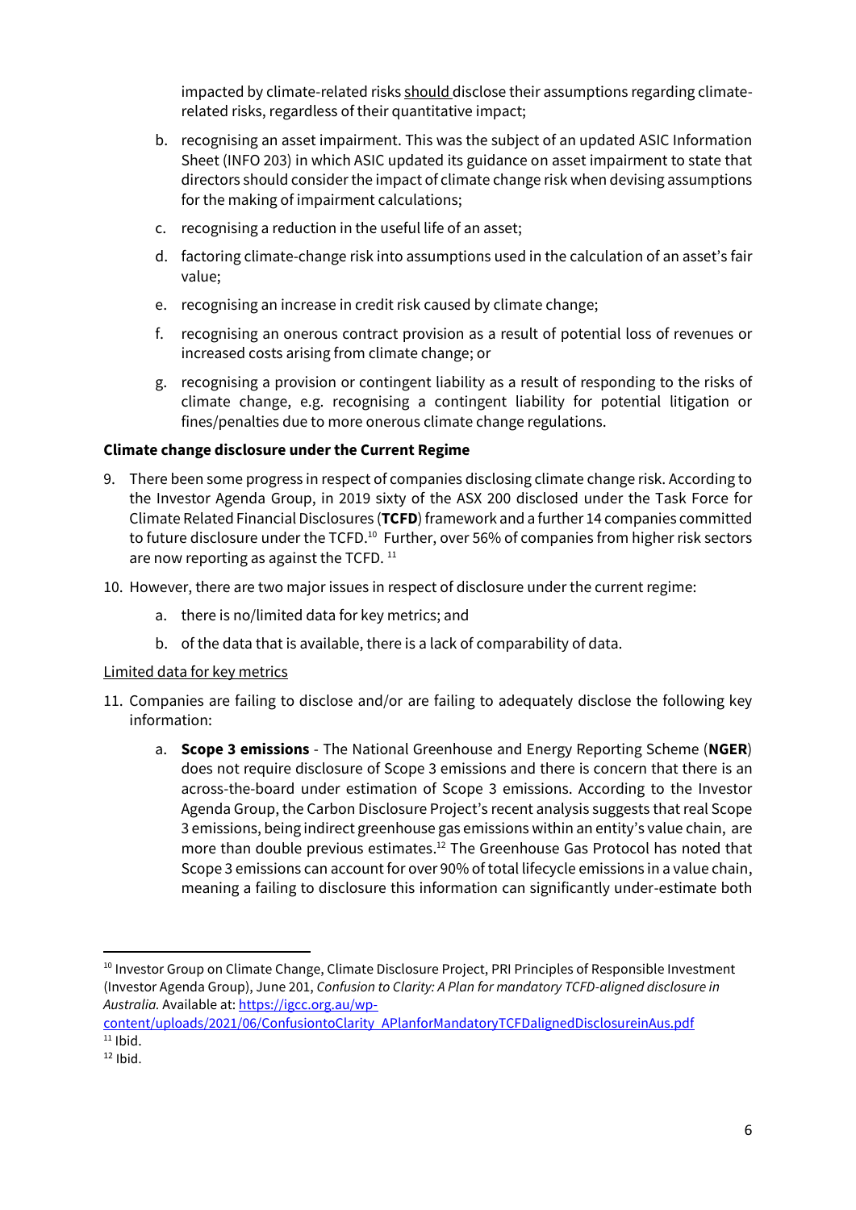impacted by climate-related risks <u>should</u> disclose their assumptions regarding climate-related risks, regardless of their quantitative impact;

b. recognising an asset impairment. This was the subject of an updated ASIC Information Sheet (INFO 203) in which ASIC updated its guidance on asset impairment to state that directors should consider the impact of climate change risk when devising assumptions for the making of impairment calculations;

c. recognising a reduction in the useful life of an asset;

d. factoring climate-change risk into assumptions used in the calculation of an asset's fair value;

e. recognising an increase in credit risk caused by climate change;

f. recognising an onerous contract provision as a result of potential loss of revenues or increased costs arising from climate change; or

g. recognising a provision or contingent liability as a result of responding to the risks of climate change, e.g. recognising a contingent liability for potential litigation or fines/penalties due to more onerous climate change regulations.

**Climate change disclosure under the Current Regime**

9. There been some progress in respect of companies disclosing climate change risk. According to the Investor Agenda Group, in 2019 sixty of the ASX 200 disclosed under the Task Force for Climate Related Financial Disclosures (**TCFD**) framework and a further 14 companies committed to future disclosure under the TCFD.[10] Further, over 56% of companies from higher risk sectors are now reporting as against the TCFD. [11]

10. However, there are two major issues in respect of disclosure under the current regime:

    a. there is no/limited data for key metrics; and

    b. of the data that is available, there is a lack of comparability of data.

<u>Limited data for key metrics</u>

11. Companies are failing to disclose and/or are failing to adequately disclose the following key information:

    a. **Scope 3 emissions** - The National Greenhouse and Energy Reporting Scheme (**NGER**) does not require disclosure of Scope 3 emissions and there is concern that there is an across-the-board under estimation of Scope 3 emissions. According to the Investor Agenda Group, the Carbon Disclosure Project's recent analysis suggests that real Scope 3 emissions, being indirect greenhouse gas emissions within an entity's value chain, are more than double previous estimates.[12] The Greenhouse Gas Protocol has noted that Scope 3 emissions can account for over 90% of total lifecycle emissions in a value chain, meaning a failing to disclosure this information can significantly under-estimate both

---

[10] Investor Group on Climate Change, Climate Disclosure Project, PRI Principles of Responsible Investment (Investor Agenda Group), June 201, *Confusion to Clarity: A Plan for mandatory TCFD-aligned disclosure in Australia.* Available at: https://igcc.org.au/wp-content/uploads/2021/06/ConfusiontoClarity_APlanforMandatoryTCFDalignedDisclosureinAus.pdf

[11] Ibid.

[12] Ibid.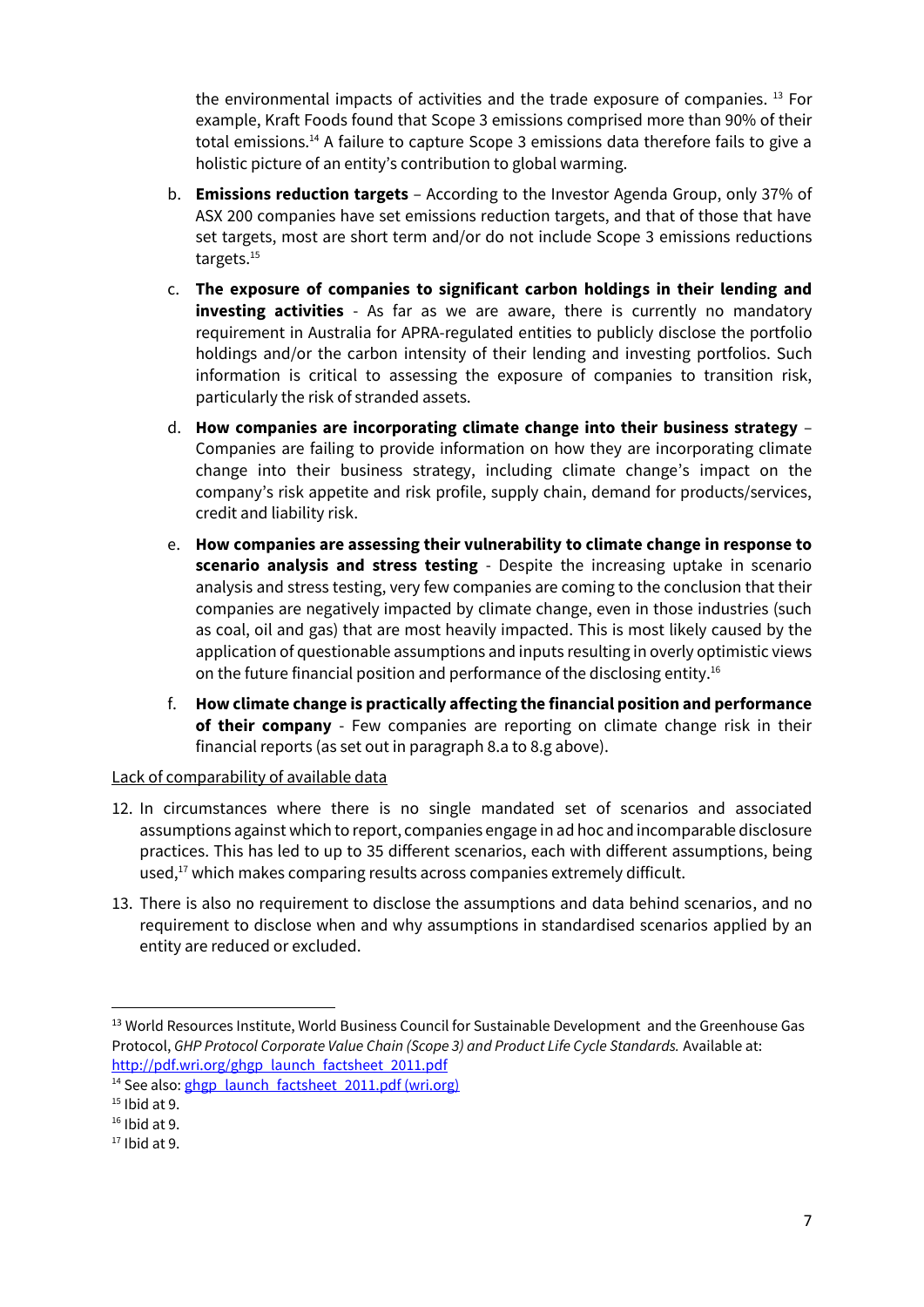the environmental impacts of activities and the trade exposure of companies. [13] For example, Kraft Foods found that Scope 3 emissions comprised more than 90% of their total emissions.[14] A failure to capture Scope 3 emissions data therefore fails to give a holistic picture of an entity's contribution to global warming.

b. **Emissions reduction targets** – According to the Investor Agenda Group, only 37% of ASX 200 companies have set emissions reduction targets, and that of those that have set targets, most are short term and/or do not include Scope 3 emissions reductions targets.[15]

c. **The exposure of companies to significant carbon holdings in their lending and investing activities** - As far as we are aware, there is currently no mandatory requirement in Australia for APRA-regulated entities to publicly disclose the portfolio holdings and/or the carbon intensity of their lending and investing portfolios. Such information is critical to assessing the exposure of companies to transition risk, particularly the risk of stranded assets.

d. **How companies are incorporating climate change into their business strategy** – Companies are failing to provide information on how they are incorporating climate change into their business strategy, including climate change's impact on the company's risk appetite and risk profile, supply chain, demand for products/services, credit and liability risk.

e. **How companies are assessing their vulnerability to climate change in response to scenario analysis and stress testing** - Despite the increasing uptake in scenario analysis and stress testing, very few companies are coming to the conclusion that their companies are negatively impacted by climate change, even in those industries (such as coal, oil and gas) that are most heavily impacted. This is most likely caused by the application of questionable assumptions and inputs resulting in overly optimistic views on the future financial position and performance of the disclosing entity.[16]

f. **How climate change is practically affecting the financial position and performance of their company** - Few companies are reporting on climate change risk in their financial reports (as set out in paragraph 8.a to 8.g above).

<u>Lack of comparability of available data</u>

12. In circumstances where there is no single mandated set of scenarios and associated assumptions against which to report, companies engage in ad hoc and incomparable disclosure practices. This has led to up to 35 different scenarios, each with different assumptions, being used,[17] which makes comparing results across companies extremely difficult.

13. There is also no requirement to disclose the assumptions and data behind scenarios, and no requirement to disclose when and why assumptions in standardised scenarios applied by an entity are reduced or excluded.

---

[13] World Resources Institute, World Business Council for Sustainable Development and the Greenhouse Gas Protocol, *GHP Protocol Corporate Value Chain (Scope 3) and Product Life Cycle Standards.* Available at: http://pdf.wri.org/ghgp_launch_factsheet_2011.pdf

[14] See also: ghgp_launch_factsheet_2011.pdf (wri.org)

[15] Ibid at 9.

[16] Ibid at 9.

[17] Ibid at 9.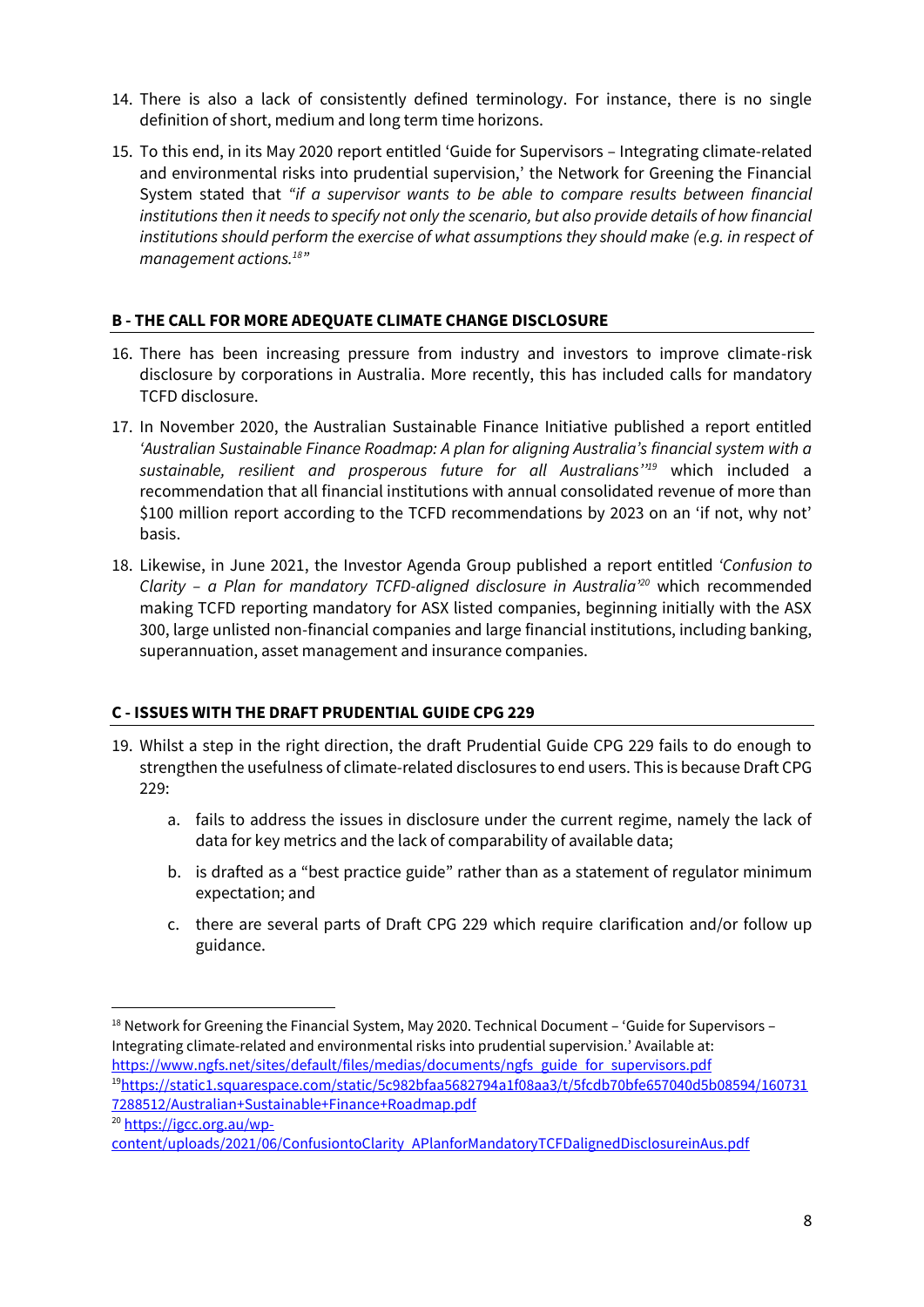14. There is also a lack of consistently defined terminology. For instance, there is no single definition of short, medium and long term time horizons.

15. To this end, in its May 2020 report entitled 'Guide for Supervisors – Integrating climate-related and environmental risks into prudential supervision,' the Network for Greening the Financial System stated that *"if a supervisor wants to be able to compare results between financial institutions then it needs to specify not only the scenario, but also provide details of how financial institutions should perform the exercise of what assumptions they should make (e.g. in respect of management actions.[18]"*

## B - THE CALL FOR MORE ADEQUATE CLIMATE CHANGE DISCLOSURE

16. There has been increasing pressure from industry and investors to improve climate-risk disclosure by corporations in Australia. More recently, this has included calls for mandatory TCFD disclosure.

17. In November 2020, the Australian Sustainable Finance Initiative published a report entitled *'Australian Sustainable Finance Roadmap: A plan for aligning Australia's financial system with a sustainable, resilient and prosperous future for all Australians'*[19] which included a recommendation that all financial institutions with annual consolidated revenue of more than $100 million report according to the TCFD recommendations by 2023 on an 'if not, why not' basis.

18. Likewise, in June 2021, the Investor Agenda Group published a report entitled *'Confusion to Clarity – a Plan for mandatory TCFD-aligned disclosure in Australia'*[20] which recommended making TCFD reporting mandatory for ASX listed companies, beginning initially with the ASX 300, large unlisted non-financial companies and large financial institutions, including banking, superannuation, asset management and insurance companies.

## C - ISSUES WITH THE DRAFT PRUDENTIAL GUIDE CPG 229

19. Whilst a step in the right direction, the draft Prudential Guide CPG 229 fails to do enough to strengthen the usefulness of climate-related disclosures to end users. This is because Draft CPG 229:

    a. fails to address the issues in disclosure under the current regime, namely the lack of data for key metrics and the lack of comparability of available data;

    b. is drafted as a "best practice guide" rather than as a statement of regulator minimum expectation; and

    c. there are several parts of Draft CPG 229 which require clarification and/or follow up guidance.

---

[18] Network for Greening the Financial System, May 2020. Technical Document – 'Guide for Supervisors – Integrating climate-related and environmental risks into prudential supervision.' Available at: https://www.ngfs.net/sites/default/files/medias/documents/ngfs_guide_for_supervisors.pdf

[19] https://static1.squarespace.com/static/5c982bfaa5682794a1f08aa3/t/5fcdb70bfe657040d5b08594/1607317288512/Australian+Sustainable+Finance+Roadmap.pdf

[20] https://igcc.org.au/wp-content/uploads/2021/06/ConfusiontoClarity_APlanforMandatoryTCFDalignedDisclosureinAus.pdf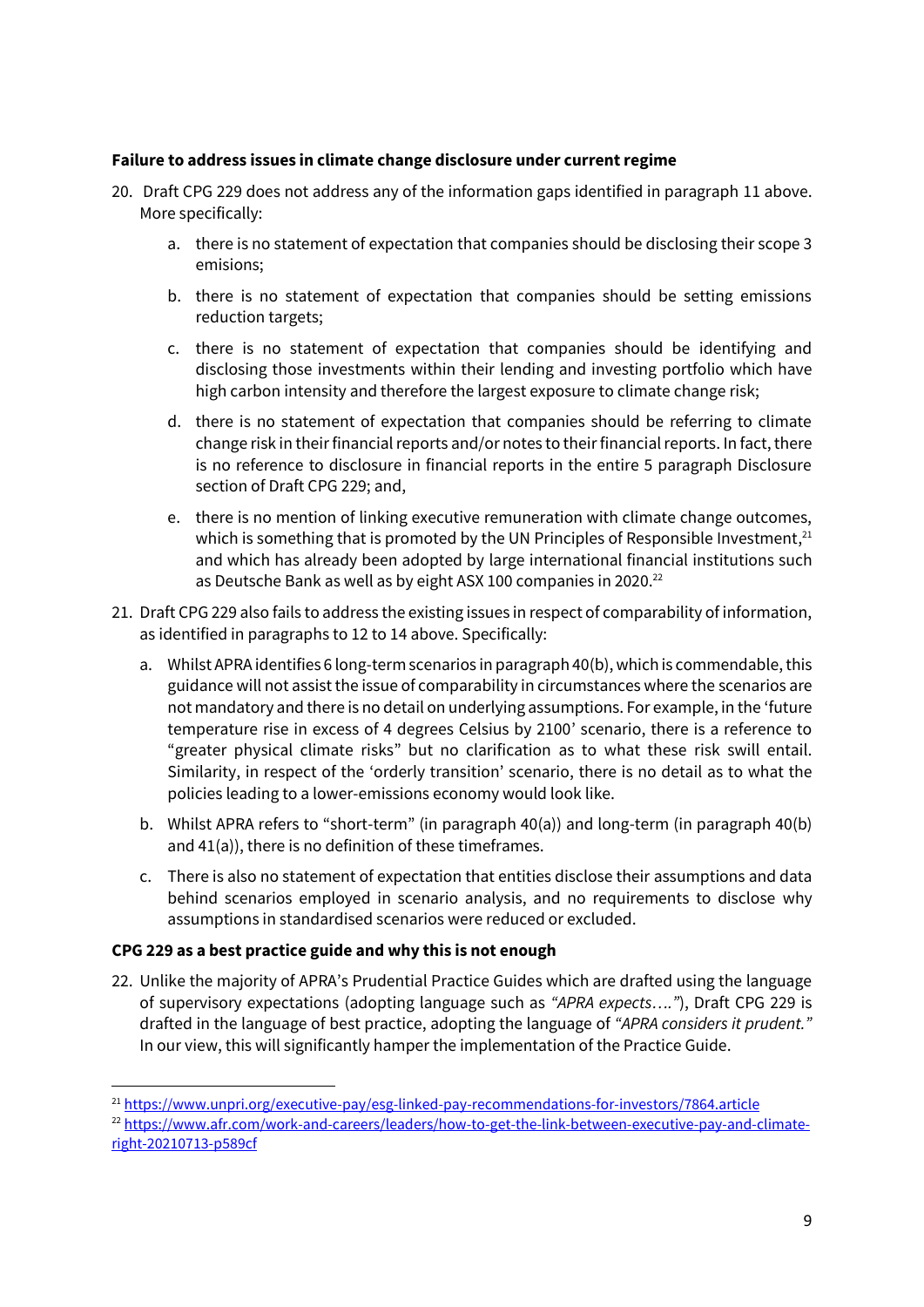**Failure to address issues in climate change disclosure under current regime**

20. Draft CPG 229 does not address any of the information gaps identified in paragraph 11 above. More specifically:

    a. there is no statement of expectation that companies should be disclosing their scope 3 emisions;

    b. there is no statement of expectation that companies should be setting emissions reduction targets;

    c. there is no statement of expectation that companies should be identifying and disclosing those investments within their lending and investing portfolio which have high carbon intensity and therefore the largest exposure to climate change risk;

    d. there is no statement of expectation that companies should be referring to climate change risk in their financial reports and/or notes to their financial reports. In fact, there is no reference to disclosure in financial reports in the entire 5 paragraph Disclosure section of Draft CPG 229; and,

    e. there is no mention of linking executive remuneration with climate change outcomes, which is something that is promoted by the UN Principles of Responsible Investment,[21] and which has already been adopted by large international financial institutions such as Deutsche Bank as well as by eight ASX 100 companies in 2020.[22]

21. Draft CPG 229 also fails to address the existing issues in respect of comparability of information, as identified in paragraphs to 12 to 14 above. Specifically:

    a. Whilst APRA identifies 6 long-term scenarios in paragraph 40(b), which is commendable, this guidance will not assist the issue of comparability in circumstances where the scenarios are not mandatory and there is no detail on underlying assumptions. For example, in the 'future temperature rise in excess of 4 degrees Celsius by 2100' scenario, there is a reference to "greater physical climate risks" but no clarification as to what these risk swill entail. Similarity, in respect of the 'orderly transition' scenario, there is no detail as to what the policies leading to a lower-emissions economy would look like.

    b. Whilst APRA refers to "short-term" (in paragraph 40(a)) and long-term (in paragraph 40(b) and 41(a)), there is no definition of these timeframes.

    c. There is also no statement of expectation that entities disclose their assumptions and data behind scenarios employed in scenario analysis, and no requirements to disclose why assumptions in standardised scenarios were reduced or excluded.

**CPG 229 as a best practice guide and why this is not enough**

22. Unlike the majority of APRA's Prudential Practice Guides which are drafted using the language of supervisory expectations (adopting language such as *"APRA expects…."*), Draft CPG 229 is drafted in the language of best practice, adopting the language of *"APRA considers it prudent."* In our view, this will significantly hamper the implementation of the Practice Guide.

---

[21] https://www.unpri.org/executive-pay/esg-linked-pay-recommendations-for-investors/7864.article

[22] https://www.afr.com/work-and-careers/leaders/how-to-get-the-link-between-executive-pay-and-climate-right-20210713-p589cf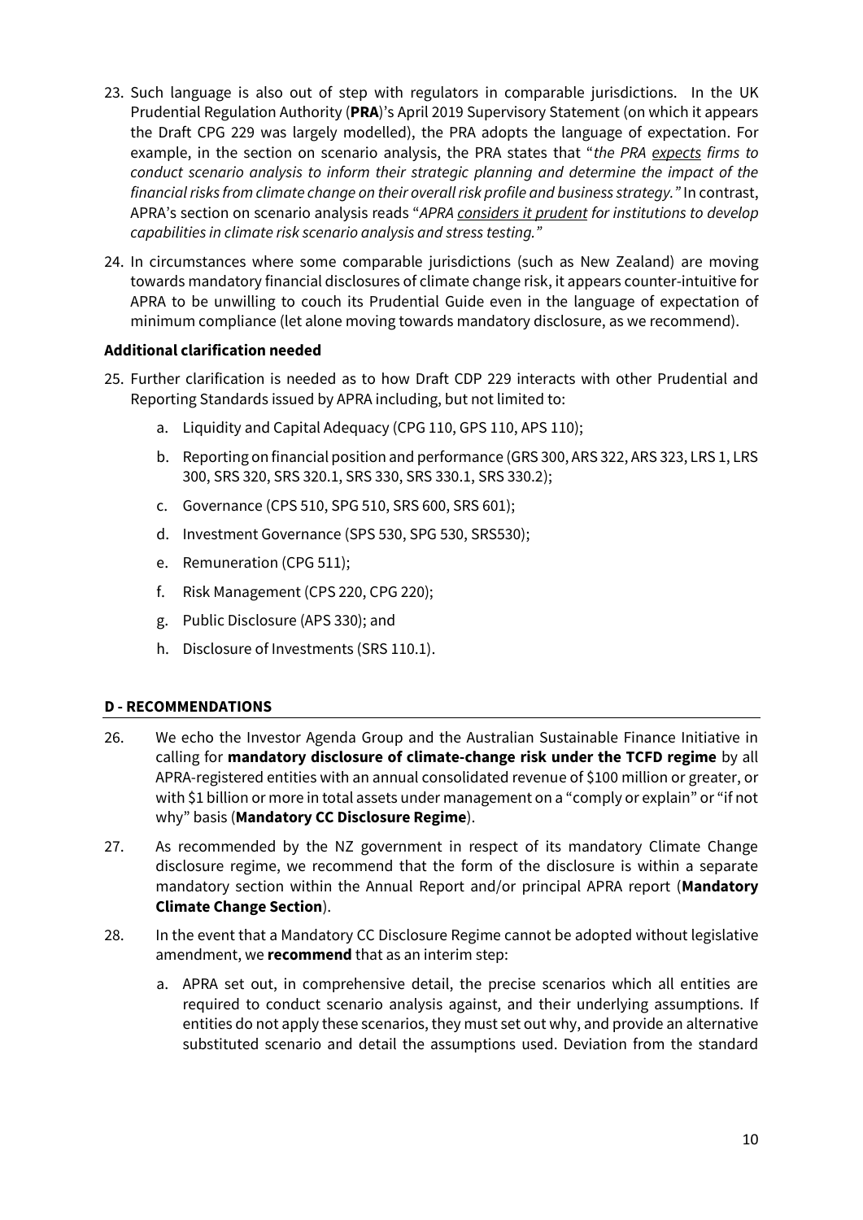23. Such language is also out of step with regulators in comparable jurisdictions. In the UK Prudential Regulation Authority (**PRA**)'s April 2019 Supervisory Statement (on which it appears the Draft CPG 229 was largely modelled), the PRA adopts the language of expectation. For example, in the section on scenario analysis, the PRA states that "*the PRA <u>expects</u> firms to conduct scenario analysis to inform their strategic planning and determine the impact of the financial risks from climate change on their overall risk profile and business strategy.*" In contrast, APRA's section on scenario analysis reads "*APRA <u>considers it prudent</u> for institutions to develop capabilities in climate risk scenario analysis and stress testing.*"

24. In circumstances where some comparable jurisdictions (such as New Zealand) are moving towards mandatory financial disclosures of climate change risk, it appears counter-intuitive for APRA to be unwilling to couch its Prudential Guide even in the language of expectation of minimum compliance (let alone moving towards mandatory disclosure, as we recommend).

**Additional clarification needed**

25. Further clarification is needed as to how Draft CDP 229 interacts with other Prudential and Reporting Standards issued by APRA including, but not limited to:

    a. Liquidity and Capital Adequacy (CPG 110, GPS 110, APS 110);

    b. Reporting on financial position and performance (GRS 300, ARS 322, ARS 323, LRS 1, LRS 300, SRS 320, SRS 320.1, SRS 330, SRS 330.1, SRS 330.2);

    c. Governance (CPS 510, SPG 510, SRS 600, SRS 601);

    d. Investment Governance (SPS 530, SPG 530, SRS530);

    e. Remuneration (CPG 511);

    f. Risk Management (CPS 220, CPG 220);

    g. Public Disclosure (APS 330); and

    h. Disclosure of Investments (SRS 110.1).

## D - RECOMMENDATIONS

26. We echo the Investor Agenda Group and the Australian Sustainable Finance Initiative in calling for **mandatory disclosure of climate-change risk under the TCFD regime** by all APRA-registered entities with an annual consolidated revenue of $100 million or greater, or with $1 billion or more in total assets under management on a "comply or explain" or "if not why" basis (**Mandatory CC Disclosure Regime**).

27. As recommended by the NZ government in respect of its mandatory Climate Change disclosure regime, we recommend that the form of the disclosure is within a separate mandatory section within the Annual Report and/or principal APRA report (**Mandatory Climate Change Section**).

28. In the event that a Mandatory CC Disclosure Regime cannot be adopted without legislative amendment, we **recommend** that as an interim step:

    a. APRA set out, in comprehensive detail, the precise scenarios which all entities are required to conduct scenario analysis against, and their underlying assumptions. If entities do not apply these scenarios, they must set out why, and provide an alternative substituted scenario and detail the assumptions used. Deviation from the standard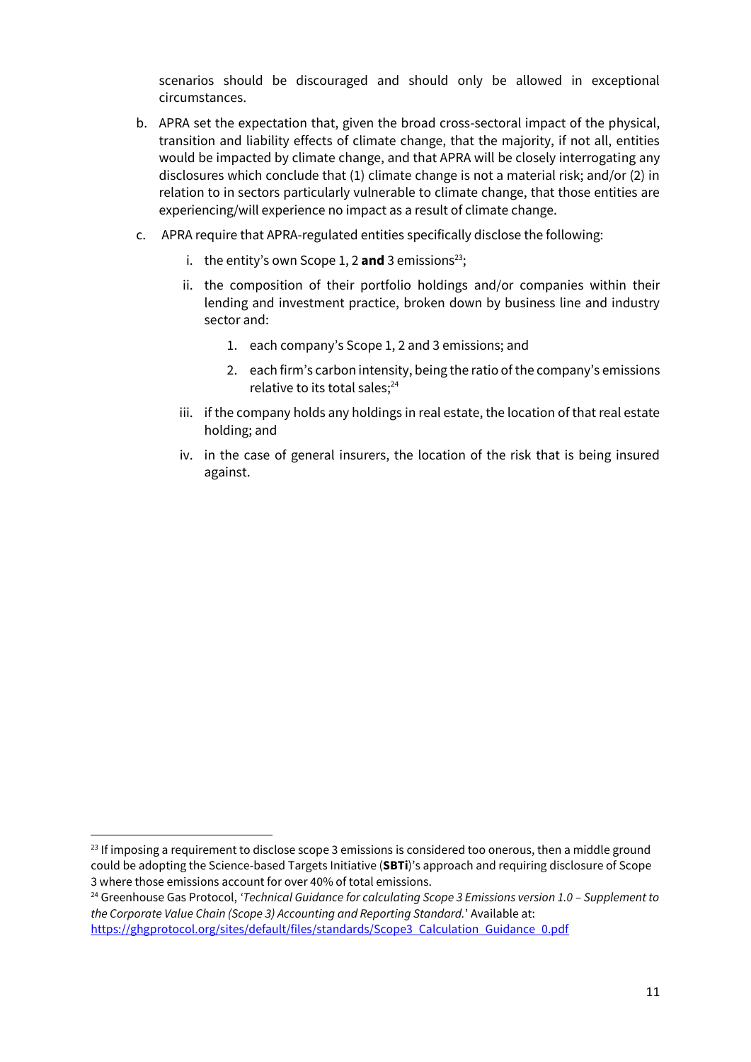scenarios should be discouraged and should only be allowed in exceptional circumstances.

b. APRA set the expectation that, given the broad cross-sectoral impact of the physical, transition and liability effects of climate change, that the majority, if not all, entities would be impacted by climate change, and that APRA will be closely interrogating any disclosures which conclude that (1) climate change is not a material risk; and/or (2) in relation to in sectors particularly vulnerable to climate change, that those entities are experiencing/will experience no impact as a result of climate change.

c. APRA require that APRA-regulated entities specifically disclose the following:

   i. the entity's own Scope 1, 2 **and** 3 emissions[23];

   ii. the composition of their portfolio holdings and/or companies within their lending and investment practice, broken down by business line and industry sector and:

      1. each company's Scope 1, 2 and 3 emissions; and

      2. each firm's carbon intensity, being the ratio of the company's emissions relative to its total sales;[24]

   iii. if the company holds any holdings in real estate, the location of that real estate holding; and

   iv. in the case of general insurers, the location of the risk that is being insured against.

---

[23] If imposing a requirement to disclose scope 3 emissions is considered too onerous, then a middle ground could be adopting the Science-based Targets Initiative (**SBTi**)'s approach and requiring disclosure of Scope 3 where those emissions account for over 40% of total emissions.

[24] Greenhouse Gas Protocol, '*Technical Guidance for calculating Scope 3 Emissions version 1.0 – Supplement to the Corporate Value Chain (Scope 3) Accounting and Reporting Standard.*' Available at: https://ghgprotocol.org/sites/default/files/standards/Scope3_Calculation_Guidance_0.pdf